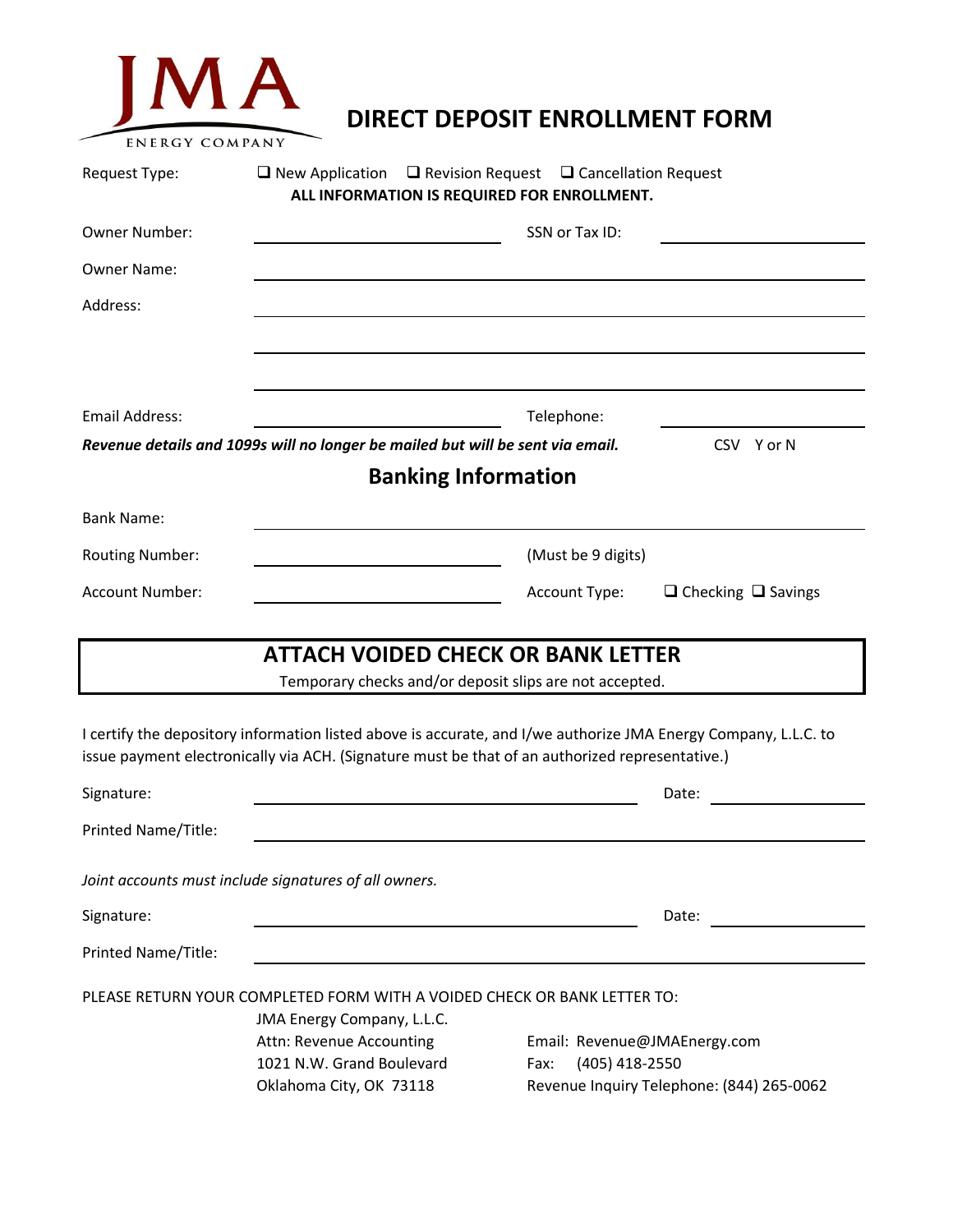JMA
ENERGY COMPANY

# DIRECT DEPOSIT ENROLLMENT FORM

Request Type: ☐ New Application ☐ Revision Request ☐ Cancellation Request

**ALL INFORMATION IS REQUIRED FOR ENROLLMENT.**

Owner Number: ____________________ SSN or Tax ID: ____________________

Owner Name: ________________________________________

Address: ________________________________________

________________________________________

________________________________________

Email Address: ____________________ Telephone: ____________________

***Revenue details and 1099s will no longer be mailed but will be sent via email.*** CSV Y or N

## Banking Information

Bank Name: ________________________________________

Routing Number: ____________________ (Must be 9 digits)

Account Number: ____________________ Account Type: ☐ Checking ☐ Savings

**ATTACH VOIDED CHECK OR BANK LETTER**

Temporary checks and/or deposit slips are not accepted.

I certify the depository information listed above is accurate, and I/we authorize JMA Energy Company, L.L.C. to issue payment electronically via ACH. (Signature must be that of an authorized representative.)

Signature: ________________________________ Date: ____________

Printed Name/Title: ________________________________________

*Joint accounts must include signatures of all owners.*

Signature: ________________________________ Date: ____________

Printed Name/Title: ________________________________________

PLEASE RETURN YOUR COMPLETED FORM WITH A VOIDED CHECK OR BANK LETTER TO:

JMA Energy Company, L.L.C.
Attn: Revenue Accounting
1021 N.W. Grand Boulevard
Oklahoma City, OK 73118

Email: Revenue@JMAEnergy.com
Fax: (405) 418-2550
Revenue Inquiry Telephone: (844) 265-0062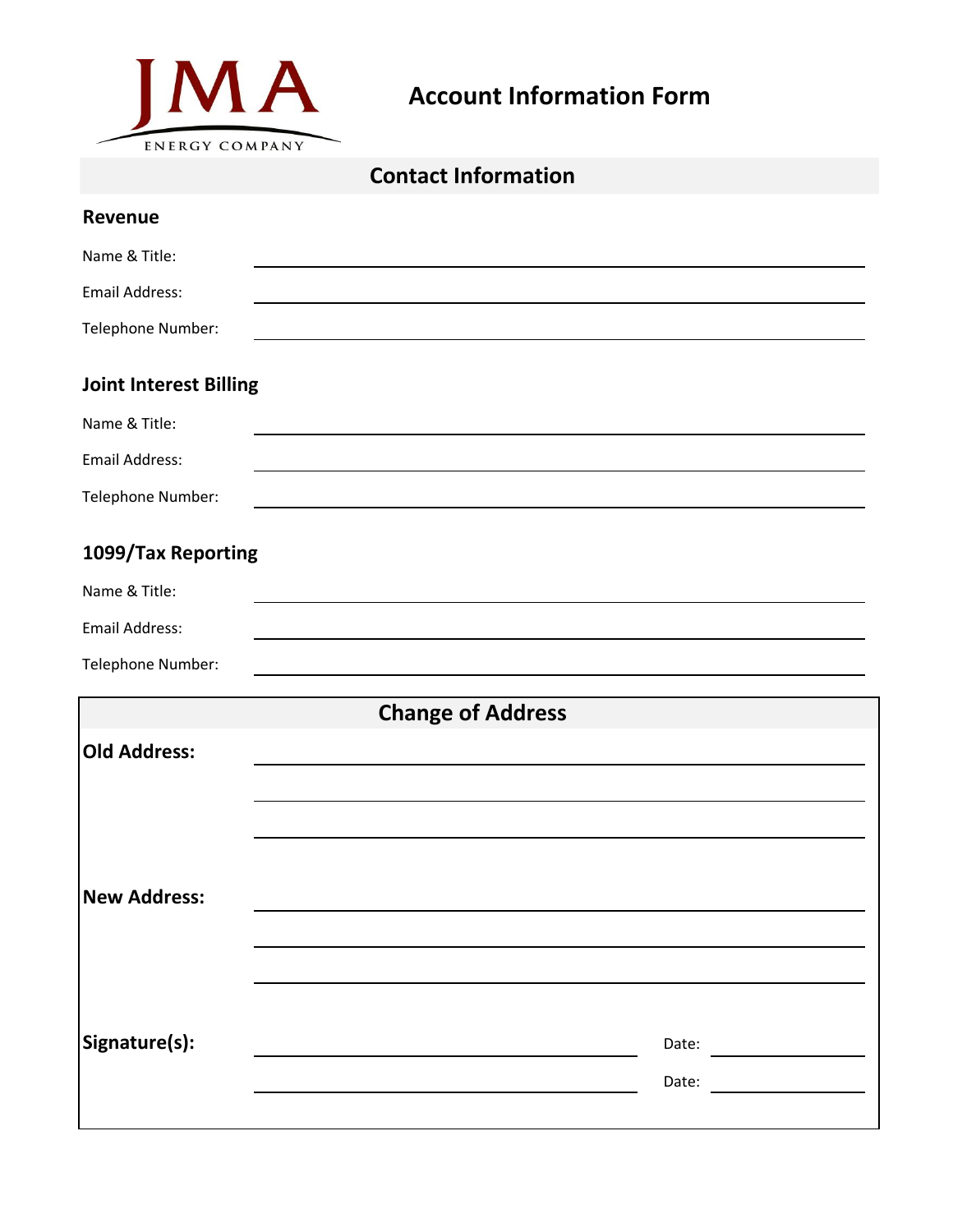JMA ENERGY COMPANY

# Account Information Form

## Contact Information

### Revenue

Name & Title: ______________________________

Email Address: ______________________________

Telephone Number: ______________________________

### Joint Interest Billing

Name & Title: ______________________________

Email Address: ______________________________

Telephone Number: ______________________________

### 1099/Tax Reporting

Name & Title: ______________________________

Email Address: ______________________________

Telephone Number: ______________________________

## Change of Address

**Old Address:** ______________________________

______________________________

______________________________

**New Address:** ______________________________

______________________________

______________________________

**Signature(s):** ______________________________ Date: ______________

______________________________ Date: ______________